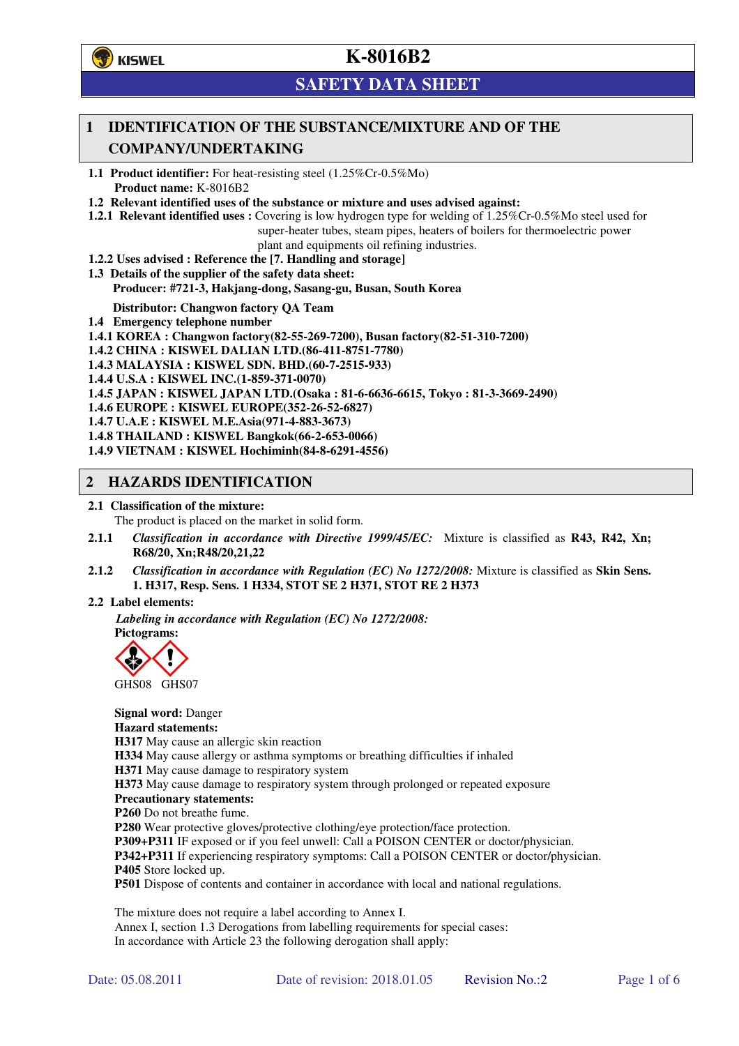# K-8016B2

## SAFETY DATA SHEET

## 1 IDENTIFICATION OF THE SUBSTANCE/MIXTURE AND OF THE COMPANY/UNDERTAKING

**1.1 Product identifier:** For heat-resisting steel (1.25%Cr-0.5%Mo)
**Product name:** K-8016B2

**1.2 Relevant identified uses of the substance or mixture and uses advised against:**

**1.2.1 Relevant identified uses :** Covering is low hydrogen type for welding of 1.25%Cr-0.5%Mo steel used for super-heater tubes, steam pipes, heaters of boilers for thermoelectric power plant and equipments oil refining industries.

**1.2.2 Uses advised : Reference the [7. Handling and storage]**

**1.3 Details of the supplier of the safety data sheet:**
**Producer: #721-3, Hakjang-dong, Sasang-gu, Busan, South Korea**

**Distributor: Changwon factory QA Team**

**1.4 Emergency telephone number**

**1.4.1 KOREA : Changwon factory(82-55-269-7200), Busan factory(82-51-310-7200)**
**1.4.2 CHINA : KISWEL DALIAN LTD.(86-411-8751-7780)**
**1.4.3 MALAYSIA : KISWEL SDN. BHD.(60-7-2515-933)**
**1.4.4 U.S.A : KISWEL INC.(1-859-371-0070)**
**1.4.5 JAPAN : KISWEL JAPAN LTD.(Osaka : 81-6-6636-6615, Tokyo : 81-3-3669-2490)**
**1.4.6 EUROPE : KISWEL EUROPE(352-26-52-6827)**
**1.4.7 U.A.E : KISWEL M.E.Asia(971-4-883-3673)**
**1.4.8 THAILAND : KISWEL Bangkok(66-2-653-0066)**
**1.4.9 VIETNAM : KISWEL Hochiminh(84-8-6291-4556)**

## 2 HAZARDS IDENTIFICATION

**2.1 Classification of the mixture:**
The product is placed on the market in solid form.

**2.1.1** *Classification in accordance with Directive 1999/45/EC:* Mixture is classified as **R43, R42, Xn; R68/20, Xn;R48/20,21,22**

**2.1.2** *Classification in accordance with Regulation (EC) No 1272/2008:* Mixture is classified as **Skin Sens. 1. H317, Resp. Sens. 1 H334, STOT SE 2 H371, STOT RE 2 H373**

**2.2 Label elements:**

*Labeling in accordance with Regulation (EC) No 1272/2008:*
**Pictograms:**

GHS08 GHS07

**Signal word:** Danger
**Hazard statements:**
**H317** May cause an allergic skin reaction
**H334** May cause allergy or asthma symptoms or breathing difficulties if inhaled
**H371** May cause damage to respiratory system
**H373** May cause damage to respiratory system through prolonged or repeated exposure
**Precautionary statements:**
**P260** Do not breathe fume.
**P280** Wear protective gloves/protective clothing/eye protection/face protection.
**P309+P311** IF exposed or if you feel unwell: Call a POISON CENTER or doctor/physician.
**P342+P311** If experiencing respiratory symptoms: Call a POISON CENTER or doctor/physician.
**P405** Store locked up.
**P501** Dispose of contents and container in accordance with local and national regulations.

The mixture does not require a label according to Annex I.
Annex I, section 1.3 Derogations from labelling requirements for special cases:
In accordance with Article 23 the following derogation shall apply: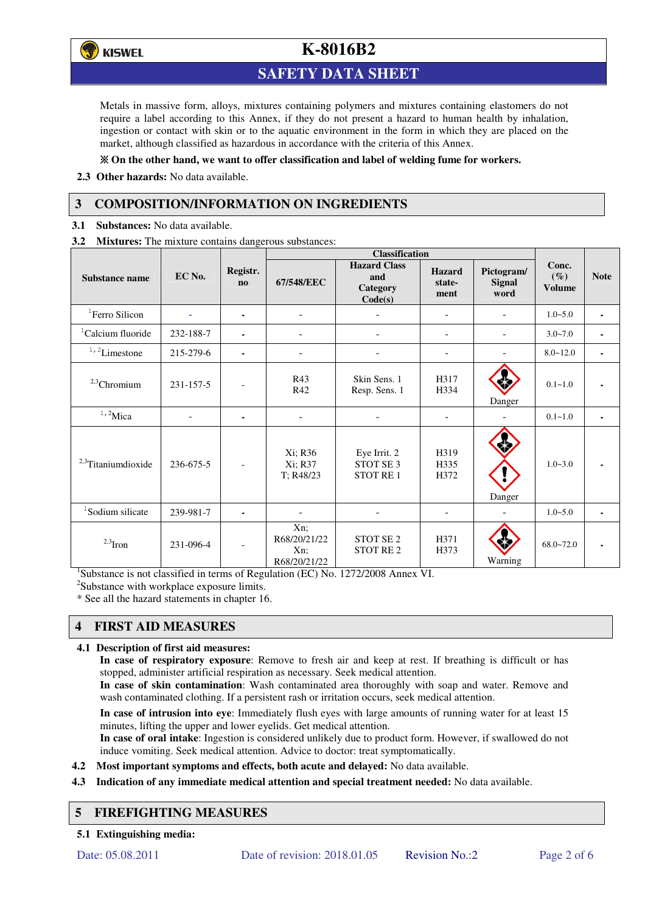Metals in massive form, alloys, mixtures containing polymers and mixtures containing elastomers do not require a label according to this Annex, if they do not present a hazard to human health by inhalation, ingestion or contact with skin or to the aquatic environment in the form in which they are placed on the market, although classified as hazardous in accordance with the criteria of this Annex.

**※ On the other hand, we want to offer classification and label of welding fume for workers.**

**2.3 Other hazards:** No data available.

## 3 COMPOSITION/INFORMATION ON INGREDIENTS

**3.1 Substances:** No data available.

**3.2 Mixtures:** The mixture contains dangerous substances:

| Substance name | EC No. | Registr. no | Classification | | | | Conc. (%) Volume | Note |
|---|---|---|---|---|---|---|---|---|
| | | | 67/548/EEC | Hazard Class and Category Code(s) | Hazard state-ment | Pictogram/ Signal word | | |
| [1]Ferro Silicon | - | - | - | - | - | - | 1.0~5.0 | - |
| [1]Calcium fluoride | 232-188-7 | - | - | - | - | - | 3.0~7.0 | - |
| [1,2]Limestone | 215-279-6 | - | - | - | - | - | 8.0~12.0 | - |
| [2,3]Chromium | 231-157-5 | - | R43<br>R42 | Skin Sens. 1<br>Resp. Sens. 1 | H317<br>H334 | Danger | 0.1~1.0 | - |
| [1,2]Mica | - | - | - | - | - | - | 0.1~1.0 | - |
| [2,3]Titaniumdioxide | 236-675-5 | - | Xi; R36<br>Xi; R37<br>T; R48/23 | Eye Irrit. 2<br>STOT SE 3<br>STOT RE 1 | H319<br>H335<br>H372 | Danger | 1.0~3.0 | - |
| [1]Sodium silicate | 239-981-7 | - | - | - | - | - | 1.0~5.0 | - |
| [2,3]Iron | 231-096-4 | - | Xn; R68/20/21/22<br>Xn; R68/20/21/22 | STOT SE 2<br>STOT RE 2 | H371<br>H373 | Warning | 68.0~72.0 | - |

[1]Substance is not classified in terms of Regulation (EC) No. 1272/2008 Annex VI.
[2]Substance with workplace exposure limits.
* See all the hazard statements in chapter 16.

## 4 FIRST AID MEASURES

**4.1 Description of first aid measures:**

**In case of respiratory exposure**: Remove to fresh air and keep at rest. If breathing is difficult or has stopped, administer artificial respiration as necessary. Seek medical attention.

**In case of skin contamination**: Wash contaminated area thoroughly with soap and water. Remove and wash contaminated clothing. If a persistent rash or irritation occurs, seek medical attention.

**In case of intrusion into eye**: Immediately flush eyes with large amounts of running water for at least 15 minutes, lifting the upper and lower eyelids. Get medical attention.

**In case of oral intake**: Ingestion is considered unlikely due to product form. However, if swallowed do not induce vomiting. Seek medical attention. Advice to doctor: treat symptomatically.

**4.2 Most important symptoms and effects, both acute and delayed:** No data available.

**4.3 Indication of any immediate medical attention and special treatment needed:** No data available.

## 5 FIREFIGHTING MEASURES

**5.1 Extinguishing media:**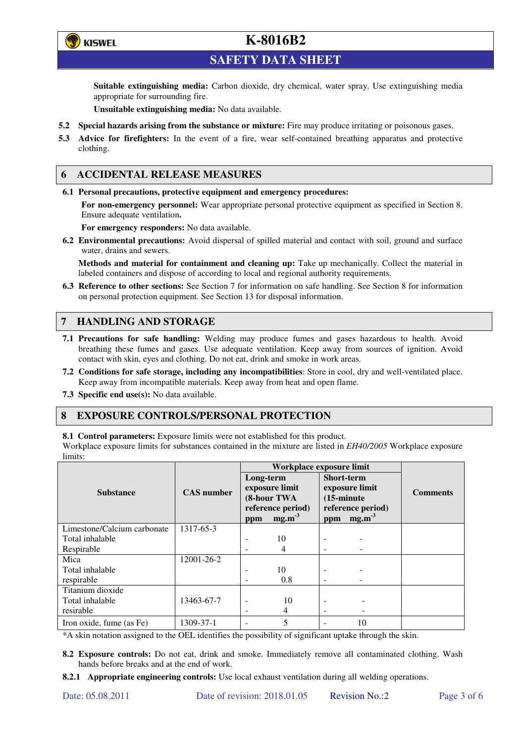**Suitable extinguishing media:** Carbon dioxide, dry chemical, water spray. Use extinguishing media appropriate for surrounding fire.

**Unsuitable extinguishing media:** No data available.

**5.2 Special hazards arising from the substance or mixture:** Fire may produce irritating or poisonous gases.

**5.3 Advice for firefighters:** In the event of a fire, wear self-contained breathing apparatus and protective clothing.

## 6 ACCIDENTAL RELEASE MEASURES

**6.1 Personal precautions, protective equipment and emergency procedures:**

**For non-emergency personnel:** Wear appropriate personal protective equipment as specified in Section 8. Ensure adequate ventilation**.**

**For emergency responders:** No data available.

**6.2 Environmental precautions:** Avoid dispersal of spilled material and contact with soil, ground and surface water, drains and sewers.

**Methods and material for containment and cleaning up:** Take up mechanically. Collect the material in labeled containers and dispose of according to local and regional authority requirements.

**6.3 Reference to other sections:** See Section 7 for information on safe handling. See Section 8 for information on personal protection equipment. See Section 13 for disposal information.

## 7 HANDLING AND STORAGE

**7.1 Precautions for safe handling:** Welding may produce fumes and gases hazardous to health. Avoid breathing these fumes and gases. Use adequate ventilation. Keep away from sources of ignition. Avoid contact with skin, eyes and clothing. Do not eat, drink and smoke in work areas.

**7.2 Conditions for safe storage, including any incompatibilities**: Store in cool, dry and well-ventilated place. Keep away from incompatible materials. Keep away from heat and open flame.

**7.3 Specific end use(s):** No data available.

## 8 EXPOSURE CONTROLS/PERSONAL PROTECTION

**8.1 Control parameters:** Exposure limits were not established for this product.

Workplace exposure limits for substances contained in the mixture are listed in *EH40/2005* Workplace exposure limits:

| Substance | CAS number | Workplace exposure limit | | | | Comments |
|---|---|---|---|---|---|---|
| | | Long-term exposure limit (8-hour TWA reference period) | | Short-term exposure limit (15-minute reference period) | | |
| | | ppm | $mg.m^{-3}$ | ppm | $mg.m^{-3}$ | |
| Limestone/Calcium carbonate | 1317-65-3 | | | | | |
| Total inhalable | | - | 10 | - | - | |
| Respirable | | - | 4 | - | - | |
| Mica | 12001-26-2 | | | | | |
| Total inhalable | | - | 10 | - | - | |
| respirable | | - | 0.8 | - | - | |
| Titanium dioxide | | | | | | |
| Total inhalable | 13463-67-7 | - | 10 | - | - | |
| resirable | | - | 4 | - | - | |
| Iron oxide, fume (as Fe) | 1309-37-1 | - | 5 | - | 10 | |

*A skin notation assigned to the OEL identifies the possibility of significant uptake through the skin.

**8.2 Exposure controls:** Do not eat, drink and smoke. Immediately remove all contaminated clothing. Wash hands before breaks and at the end of work.

**8.2.1 Appropriate engineering controls:** Use local exhaust ventilation during all welding operations.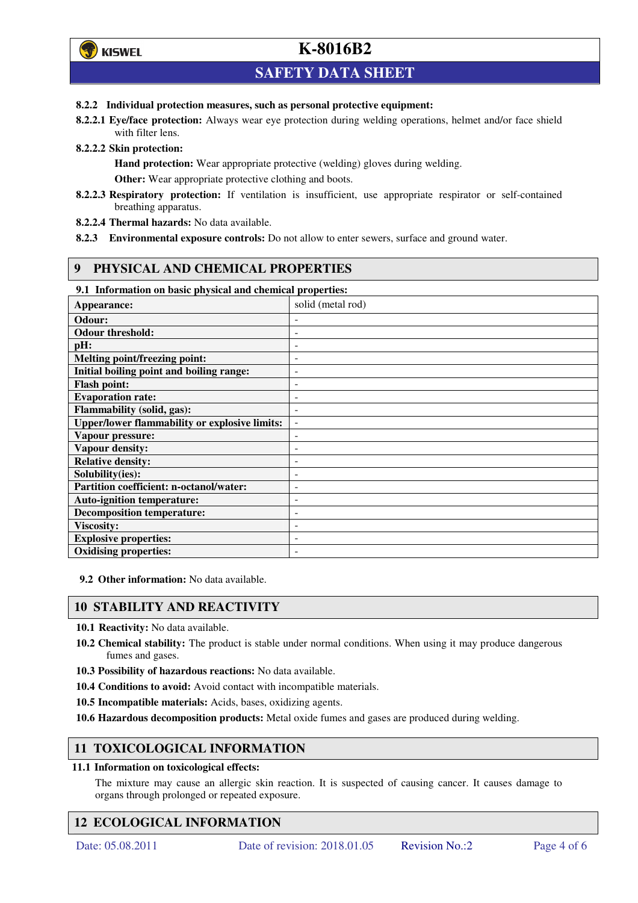**8.2.2 Individual protection measures, such as personal protective equipment:**

**8.2.2.1 Eye/face protection:** Always wear eye protection during welding operations, helmet and/or face shield with filter lens.

**8.2.2.2 Skin protection:**

**Hand protection:** Wear appropriate protective (welding) gloves during welding.

**Other:** Wear appropriate protective clothing and boots.

**8.2.2.3 Respiratory protection:** If ventilation is insufficient, use appropriate respirator or self-contained breathing apparatus.

**8.2.2.4 Thermal hazards:** No data available.

**8.2.3 Environmental exposure controls:** Do not allow to enter sewers, surface and ground water.

## 9 PHYSICAL AND CHEMICAL PROPERTIES

**9.1 Information on basic physical and chemical properties:**

| **Appearance:** | solid (metal rod) |
|---|---|
| **Odour:** | - |
| **Odour threshold:** | - |
| **pH:** | - |
| **Melting point/freezing point:** | - |
| **Initial boiling point and boiling range:** | - |
| **Flash point:** | - |
| **Evaporation rate:** | - |
| **Flammability (solid, gas):** | - |
| **Upper/lower flammability or explosive limits:** | - |
| **Vapour pressure:** | - |
| **Vapour density:** | - |
| **Relative density:** | - |
| **Solubility(ies):** | - |
| **Partition coefficient: n-octanol/water:** | - |
| **Auto-ignition temperature:** | - |
| **Decomposition temperature:** | - |
| **Viscosity:** | - |
| **Explosive properties:** | - |
| **Oxidising properties:** | - |

**9.2 Other information:** No data available.

## 10 STABILITY AND REACTIVITY

**10.1 Reactivity:** No data available.

**10.2 Chemical stability:** The product is stable under normal conditions. When using it may produce dangerous fumes and gases.

**10.3 Possibility of hazardous reactions:** No data available.

**10.4 Conditions to avoid:** Avoid contact with incompatible materials.

**10.5 Incompatible materials:** Acids, bases, oxidizing agents.

**10.6 Hazardous decomposition products:** Metal oxide fumes and gases are produced during welding.

## 11 TOXICOLOGICAL INFORMATION

**11.1 Information on toxicological effects:**

The mixture may cause an allergic skin reaction. It is suspected of causing cancer. It causes damage to organs through prolonged or repeated exposure.

## 12 ECOLOGICAL INFORMATION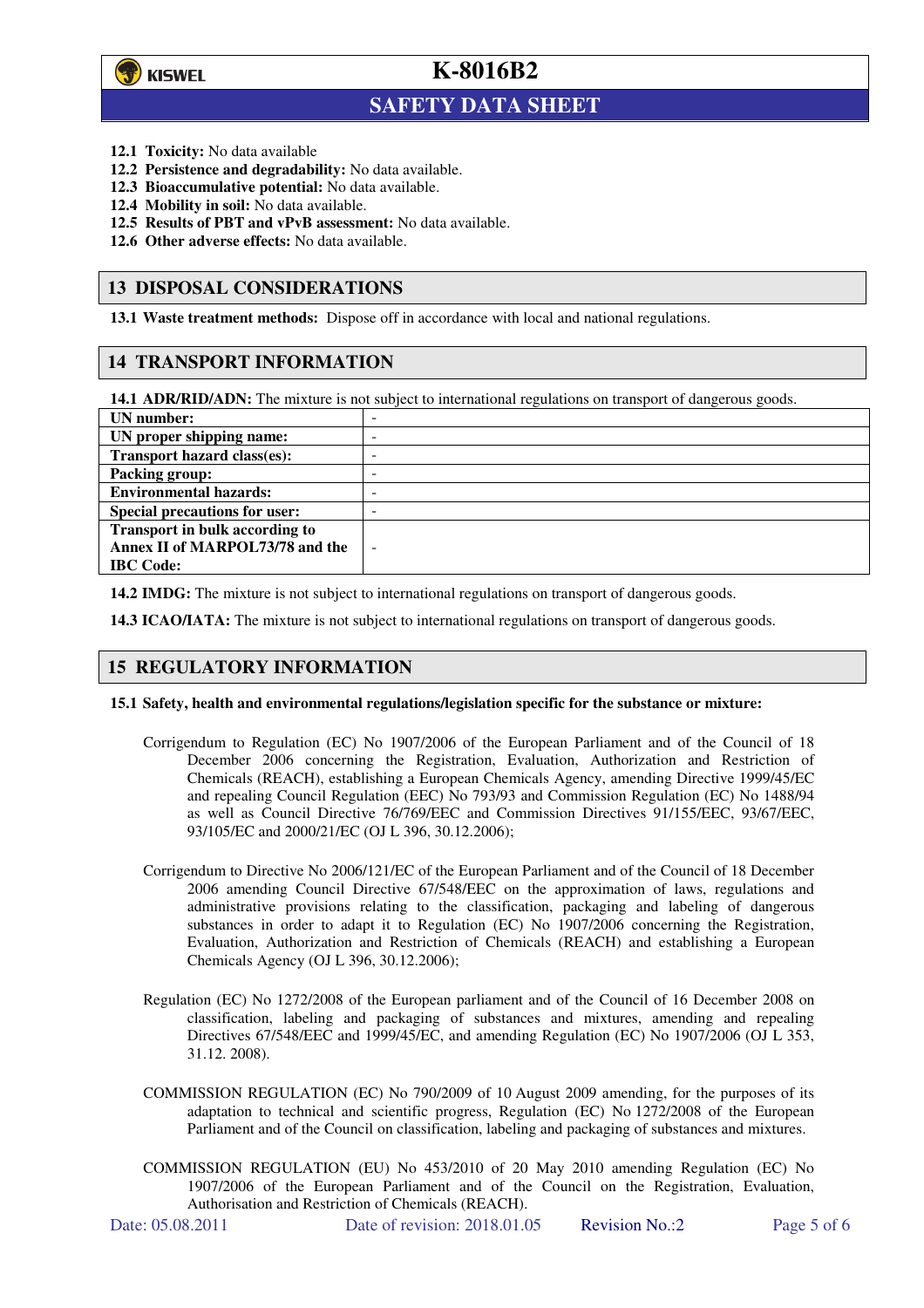**12.1 Toxicity:** No data available

**12.2 Persistence and degradability:** No data available.

**12.3 Bioaccumulative potential:** No data available.

**12.4 Mobility in soil:** No data available.

**12.5 Results of PBT and vPvB assessment:** No data available.

**12.6 Other adverse effects:** No data available.

## 13 DISPOSAL CONSIDERATIONS

**13.1 Waste treatment methods:** Dispose off in accordance with local and national regulations.

## 14 TRANSPORT INFORMATION

**14.1 ADR/RID/ADN:** The mixture is not subject to international regulations on transport of dangerous goods.

| | |
|---|---|
| **UN number:** | - |
| **UN proper shipping name:** | - |
| **Transport hazard class(es):** | - |
| **Packing group:** | - |
| **Environmental hazards:** | - |
| **Special precautions for user:** | - |
| **Transport in bulk according to Annex II of MARPOL73/78 and the IBC Code:** | - |

**14.2 IMDG:** The mixture is not subject to international regulations on transport of dangerous goods.

**14.3 ICAO/IATA:** The mixture is not subject to international regulations on transport of dangerous goods.

## 15 REGULATORY INFORMATION

**15.1 Safety, health and environmental regulations/legislation specific for the substance or mixture:**

Corrigendum to Regulation (EC) No 1907/2006 of the European Parliament and of the Council of 18 December 2006 concerning the Registration, Evaluation, Authorization and Restriction of Chemicals (REACH), establishing a European Chemicals Agency, amending Directive 1999/45/EC and repealing Council Regulation (EEC) No 793/93 and Commission Regulation (EC) No 1488/94 as well as Council Directive 76/769/EEC and Commission Directives 91/155/EEC, 93/67/EEC, 93/105/EC and 2000/21/EC (OJ L 396, 30.12.2006);

Corrigendum to Directive No 2006/121/EC of the European Parliament and of the Council of 18 December 2006 amending Council Directive 67/548/EEC on the approximation of laws, regulations and administrative provisions relating to the classification, packaging and labeling of dangerous substances in order to adapt it to Regulation (EC) No 1907/2006 concerning the Registration, Evaluation, Authorization and Restriction of Chemicals (REACH) and establishing a European Chemicals Agency (OJ L 396, 30.12.2006);

Regulation (EC) No 1272/2008 of the European parliament and of the Council of 16 December 2008 on classification, labeling and packaging of substances and mixtures, amending and repealing Directives 67/548/EEC and 1999/45/EC, and amending Regulation (EC) No 1907/2006 (OJ L 353, 31.12. 2008).

COMMISSION REGULATION (EC) No 790/2009 of 10 August 2009 amending, for the purposes of its adaptation to technical and scientific progress, Regulation (EC) No 1272/2008 of the European Parliament and of the Council on classification, labeling and packaging of substances and mixtures.

COMMISSION REGULATION (EU) No 453/2010 of 20 May 2010 amending Regulation (EC) No 1907/2006 of the European Parliament and of the Council on the Registration, Evaluation, Authorisation and Restriction of Chemicals (REACH).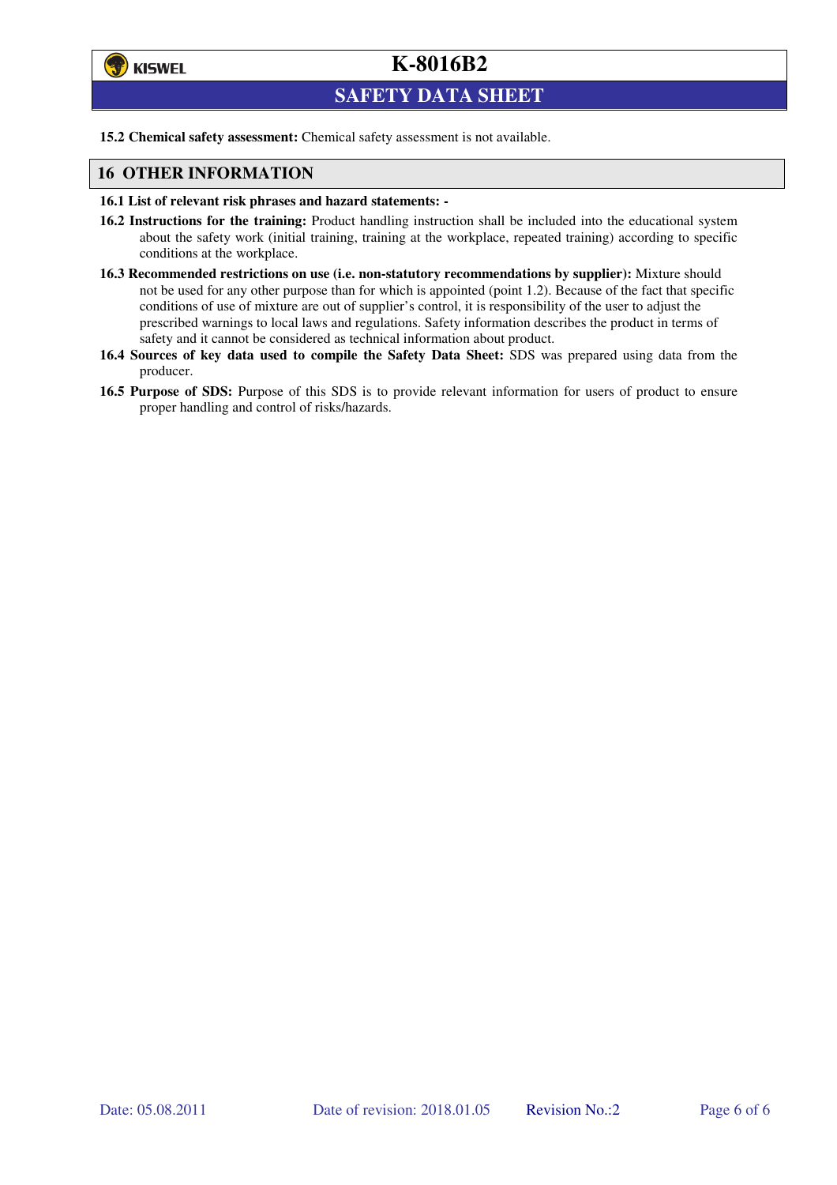**15.2 Chemical safety assessment:** Chemical safety assessment is not available.

## 16 OTHER INFORMATION

**16.1 List of relevant risk phrases and hazard statements: -**

**16.2 Instructions for the training:** Product handling instruction shall be included into the educational system about the safety work (initial training, training at the workplace, repeated training) according to specific conditions at the workplace.

**16.3 Recommended restrictions on use (i.e. non-statutory recommendations by supplier):** Mixture should not be used for any other purpose than for which is appointed (point 1.2). Because of the fact that specific conditions of use of mixture are out of supplier's control, it is responsibility of the user to adjust the prescribed warnings to local laws and regulations. Safety information describes the product in terms of safety and it cannot be considered as technical information about product.

**16.4 Sources of key data used to compile the Safety Data Sheet:** SDS was prepared using data from the producer.

**16.5 Purpose of SDS:** Purpose of this SDS is to provide relevant information for users of product to ensure proper handling and control of risks/hazards.